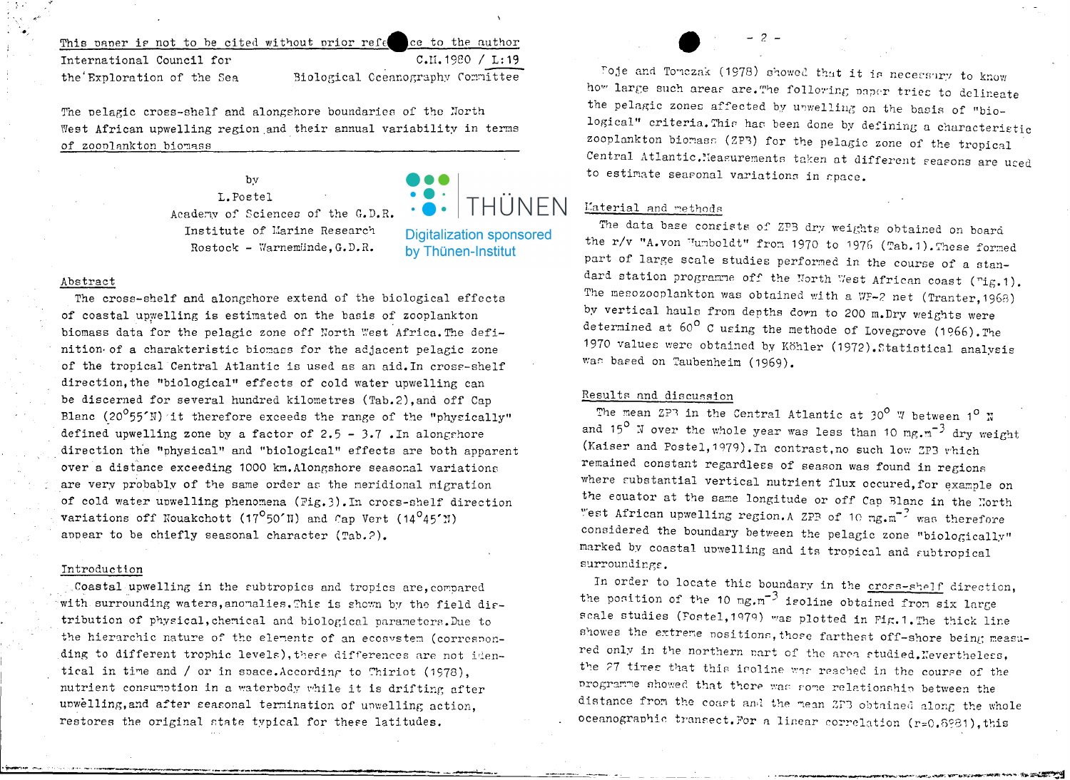This paper is not to be cited without prior reference to the author

International Council for the Exploration of the Sea

C.M.1980 / L:19
Biological Oceanography Committee

# The pelagic cross-shelf and alongshore boundaries of the North West African upwelling region and their annual variability in terms of zooplankton biomass

by

L. Postel

Academy of Sciences of the G.D.R.
Institute of Marine Research
Rostock - Warnemünde, G.D.R.

## Abstract

The cross-shelf and alongshore extend of the biological effects of coastal upwelling is estimated on the basis of zooplankton biomass data for the pelagic zone off North West Africa. The definition of a charakteristic biomass for the adjacent pelagic zone of the tropical Central Atlantic is used as an aid. In cross-shelf direction, the "biological" effects of cold water upwelling can be discerned for several hundred kilometres (Tab.2), and off Cap Blanc (20°55'N) it therefore exceeds the range of the "physically" defined upwelling zone by a factor of 2.5 - 3.7. In alongshore direction the "physical" and "biological" effects are both apparent over a distance exceeding 1000 km. Alongshore seasonal variations are very probably of the same order as the meridional migration of cold water upwelling phenomena (Fig.3). In cross-shelf direction variations off Nouakchott (17°50'N) and Cap Vert (14°45'N) appear to be chiefly seasonal character (Tab.2).

## Introduction

Coastal upwelling in the subtropics and tropics are, compared with surrounding waters, anomalies. This is shown by the field distribution of physical, chemical and biological parameters. Due to the hierarchic nature of the elements of an ecosystem (corresponding to different trophic levels), these differences are not identical in time and / or in space. According to Thiriot (1978), nutrient consumption in a waterbody while it is drifting after upwelling, and after seasonal termination of upwelling action, restores the original state typical for these latitudes.

Boje and Tomczak (1978) showed that it is necessary to know how large such areas are. The following paper tries to delineate the pelagic zones affected by upwelling on the basis of "biological" criteria. This has been done by defining a characteristic zooplankton biomass (ZPB) for the pelagic zone of the tropical Central Atlantic. Measurements taken at different seasons are used to estimate seasonal variations in space.

## Material and methods

The data base consists of ZPB dry weights obtained on board the r/v "A.von Humboldt" from 1970 to 1976 (Tab.1). These formed part of large scale studies performed in the course of a standard station programme off the North West African coast (Fig.1). The mesozooplankton was obtained with a WP-2 net (Tranter, 1968) by vertical hauls from depths down to 200 m. Dry weights were determined at 60° C using the methode of Lovegrove (1966). The 1970 values were obtained by Köhler (1972). Statistical analysis was based on Taubenheim (1969).

## Results and discussion

The mean ZPB in the Central Atlantic at 30° W between 1° N and 15° N over the whole year was less than 10 mg.m$^{-3}$ dry weight (Kaiser and Postel, 1979). In contrast, no such low ZPB which remained constant regardless of season was found in regions where substantial vertical nutrient flux occured, for example on the equator at the same longitude or off Cap Blanc in the North West African upwelling region. A ZPB of 10 mg.m$^{-3}$ was therefore considered the boundary between the pelagic zone "biologically" marked by coastal upwelling and its tropical and subtropical surroundings.

In order to locate this boundary in the cross-shelf direction, the position of the 10 mg.m$^{-3}$ isoline obtained from six large scale studies (Postel, 1979) was plotted in Fig.1. The thick line showes the extreme positions, those farthest off-shore being measured only in the northern part of the area studied. Nevertheless, the 27 times that this isoline was reached in the course of the programme showed that there was some relationship between the distance from the coast and the mean ZPB obtained along the whole oceanographic transect. For a linear correlation (r=0,8981), this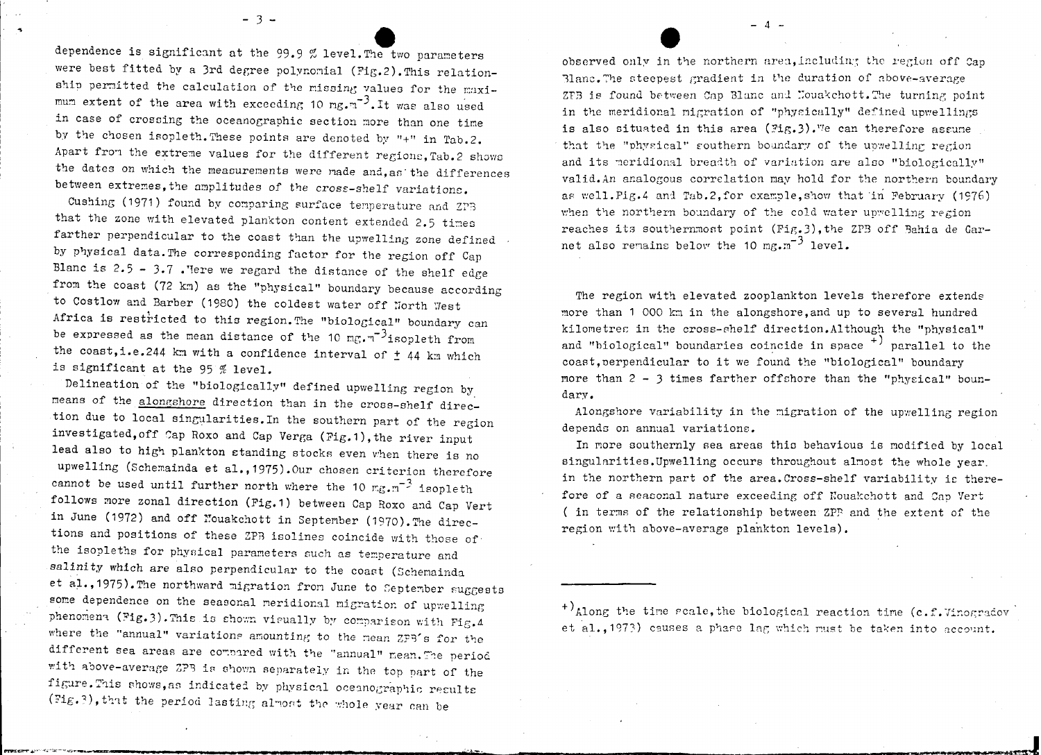dependence is significant at the 99.9 % level. The two parameters were best fitted by a 3rd degree polynomial (Fig.2). This relationship permitted the calculation of the missing values for the maximum extent of the area with exceeding 10 $mg.m^{-3}$. It was also used in case of crossing the oceanographic section more than one time by the chosen isopleth. These points are denoted by "+" in Tab.2. Apart from the extreme values for the different regions, Tab.2 shows the dates on which the measurements were made and, as the differences between extremes, the amplitudes of the cross-shelf variations.

Cushing (1971) found by comparing surface temperature and ZPB that the zone with elevated plankton content extended 2.5 times farther perpendicular to the coast than the upwelling zone defined by physical data. The corresponding factor for the region off Cap Blanc is 2.5 - 3.7. Here we regard the distance of the shelf edge from the coast (72 km) as the "physical" boundary because according to Costlow and Barber (1980) the coldest water off North West Africa is restricted to this region. The "biological" boundary can be expressed as the mean distance of the 10 $mg.m^{-3}$ isopleth from the coast, i.e. 244 km with a confidence interval of ± 44 km which is significant at the 95 % level.

Delineation of the "biologically" defined upwelling region by means of the alongshore direction than in the cross-shelf direction due to local singularities. In the southern part of the region investigated, off Cap Roxo and Cap Verga (Fig.1), the river input lead also to high plankton standing stocks even when there is no upwelling (Schemainda et al., 1975). Our chosen criterion therefore cannot be used until further north where the 10 $mg.m^{-3}$ isopleth follows more zonal direction (Fig.1) between Cap Roxo and Cap Vert in June (1972) and off Nouakchott in September (1970). The directions and positions of these ZPB isolines coincide with those of the isopleths for physical parameters such as temperature and salinity which are also perpendicular to the coast (Schemainda et al., 1975). The northward migration from June to September suggests some dependence on the seasonal meridional migration of upwelling phenomena (Fig.3). This is shown visually by comparison with Fig.4 where the "annual" variations amounting to the mean ZPB's for the different sea areas are compared with the "annual" mean. The period with above-average ZPB is shown separately in the top part of the figure. This shows, as indicated by physical oceanographic results (Fig.3), that the period lasting almost the whole year can be observed only in the northern area, including the region off Cap Blanc. The steepest gradient in the duration of above-average ZPB is found between Cap Blanc and Nouakchott. The turning point in the meridional migration of "physically" defined upwellings is also situated in this area (Fig.3). We can therefore assume that the "physical" southern boundary of the upwelling region and its meridional breadth of variation are also "biologically" valid. An analogous correlation may hold for the northern boundary as well. Fig.4 and Tab.2, for example, show that in February (1976) when the northern boundary of the cold water upwelling region reaches its southernmost point (Fig.3), the ZPB off Bahia de Garnet also remains below the 10 $mg.m^{-3}$ level.

The region with elevated zooplankton levels therefore extends more than 1 000 km in the alongshore, and up to several hundred kilometres in the cross-shelf direction. Although the "physical" and "biological" boundaries coincide in space [+] parallel to the coast, perpendicular to it we found the "biological" boundary more than 2 - 3 times farther offshore than the "physical" boundary.

Alongshore variability in the migration of the upwelling region depends on annual variations.

In more southernly sea areas this behaviour is modified by local singularities. Upwelling occurs throughout almost the whole year in the northern part of the area. Cross-shelf variability is therefore of a seasonal nature exceeding off Nouakchott and Cap Vert (in terms of the relationship between ZPB and the extent of the region with above-average plankton levels).

---

[+] Along the time scale, the biological reaction time (c.f. Vinogradov et al., 1973) causes a phase lag which must be taken into account.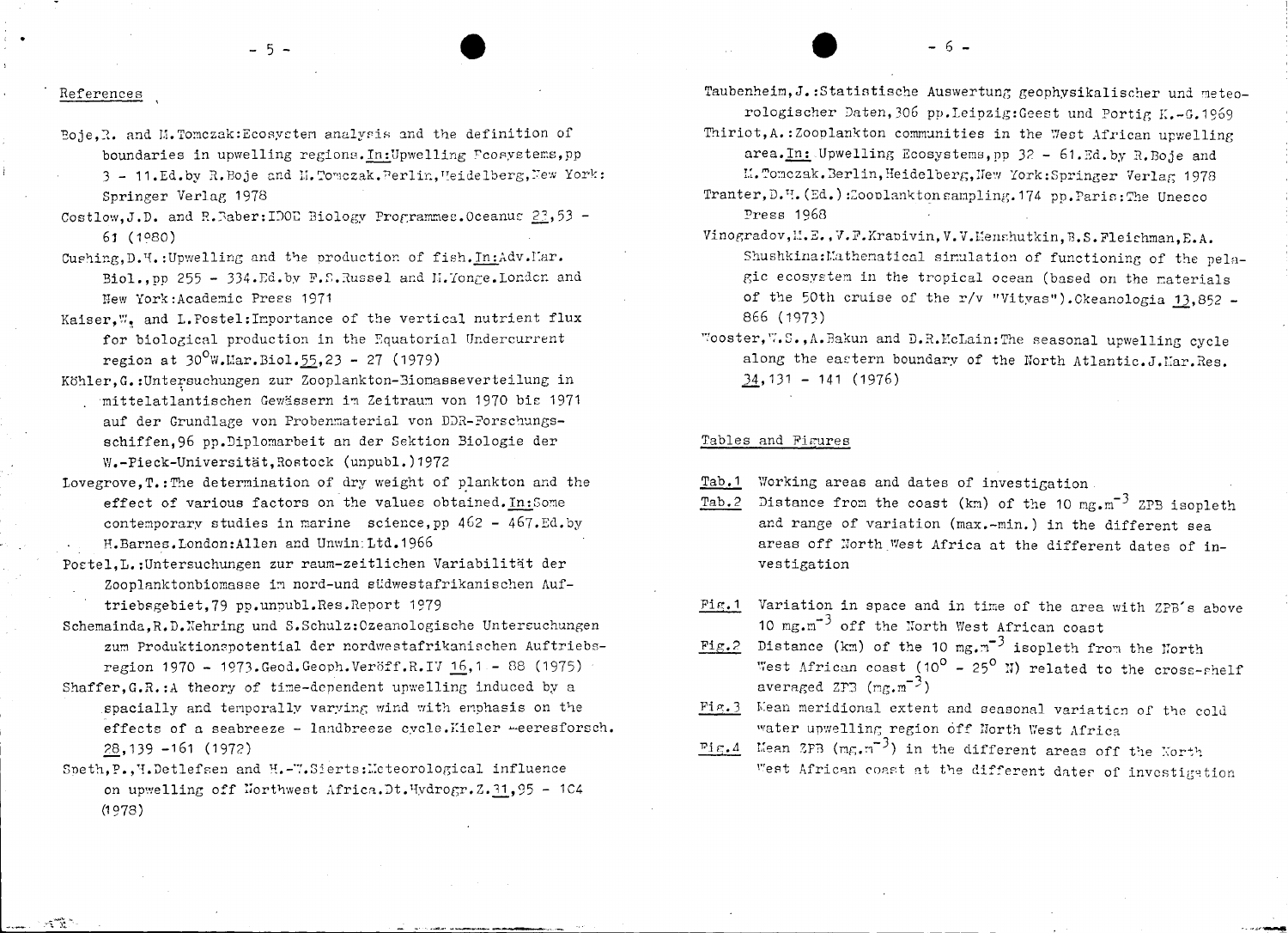## References

Boje,R. and M.Tomczak:Ecosystem analysis and the definition of boundaries in upwelling regions.In:Upwelling Ecosystems,pp 3 - 11.Ed.by R.Boje and M.Tomczak.Berlin,Heidelberg,New York: Springer Verlag 1978

Costlow,J.D. and R.Faber:IDOE Biology Programmes.Oceanus 23,53 - 61 (1980)

Cushing,D.H.:Upwelling and the production of fish.In:Adv.Mar. Biol.,pp 255 - 334.Ed.by F.S.Russel and M.Yonge.London and New York:Academic Press 1971

Kaiser,W. and L.Postel:Importance of the vertical nutrient flux for biological production in the Equatorial Undercurrent region at $30^{o}$W.Mar.Biol.55,23 - 27 (1979)

Köhler,G.:Untersuchungen zur Zooplankton-Biomasseverteilung in mittelatlantischen Gewässern im Zeitraum von 1970 bis 1971 auf der Grundlage von Probenmaterial von DDR-Forschungsschiffen,96 pp.Diplomarbeit an der Sektion Biologie der W.-Pieck-Universität,Rostock (unpubl.)1972

Lovegrove,T.:The determination of dry weight of plankton and the effect of various factors on the values obtained.In:Some contemporary studies in marine science,pp 462 - 467.Ed.by H.Barnes.London:Allen and Unwin Ltd.1966

Postel,L.:Untersuchungen zur raum-zeitlichen Variabilität der Zooplanktonbiomasse im nord-und südwestafrikanischen Auftriebsgebiet,79 pp.unpubl.Res.Report 1979

Schemainda,R.D.Nehring und S.Schulz:Ozeanologische Untersuchungen zum Produktionspotential der nordwestafrikanischen Auftriebsregion 1970 - 1973.Geod.Geoph.Veröff.R.IV 16,1 - 88 (1975)

Shaffer,G.R.:A theory of time-dependent upwelling induced by a spacially and temporally varying wind with emphasis on the effects of a seabreeze - landbreeze cycle.Kieler Meeresforsch. 28,139 -161 (1972)

Speth,P.,H.Detlefsen and H.-W.Sierts:Meteorological influence on upwelling off Northwest Africa.Dt.Hydrogr.Z.31,95 - 104 (1978)

Taubenheim,J.:Statistische Auswertung geophysikalischer und meteorologischer Daten,306 pp.Leipzig:Geest und Portig K.-G.1969

Thiriot,A.:Zooplankton communities in the West African upwelling area.In: Upwelling Ecosystems,pp 32 - 61.Ed.by R.Boje and M.Tomczak.Berlin,Heidelberg,New York:Springer Verlag 1978

Tranter,D.H.(Ed.):Zooplankton sampling.174 pp.Paris:The Unesco Press 1968

Vinogradov,M.E.,V.F.Krapivin,V.V.Menshutkin,B.S.Fleishman,E.A. Shushkina:Mathematical simulation of functioning of the pelagic ecosystem in the tropical ocean (based on the materials of the 50th cruise of the r/v "Vityas").Okeanologia 13,852 - 866 (1973)

Wooster,W.S.,A.Bakun and D.R.McLain:The seasonal upwelling cycle along the eastern boundary of the North Atlantic.J.Mar.Res. 34,131 - 141 (1976)

## Tables and Figures

Tab.1 Working areas and dates of investigation

Tab.2 Distance from the coast (km) of the 10 $mg.m^{-3}$ ZPB isopleth and range of variation (max.-min.) in the different sea areas off North West Africa at the different dates of investigation

Fig.1 Variation in space and in time of the area with ZPB's above 10 $mg.m^{-3}$ off the North West African coast

Fig.2 Distance (km) of the 10 $mg.m^{-3}$ isopleth from the North West African coast ($10^{o}$ - $25^{o}$ N) related to the cross-shelf averaged ZPB ($mg.m^{-3}$)

Fig.3 Mean meridional extent and seasonal variation of the cold water upwelling region off North West Africa

Fig.4 Mean ZPB ($mg.m^{-3}$) in the different areas off the North West African coast at the different dates of investigation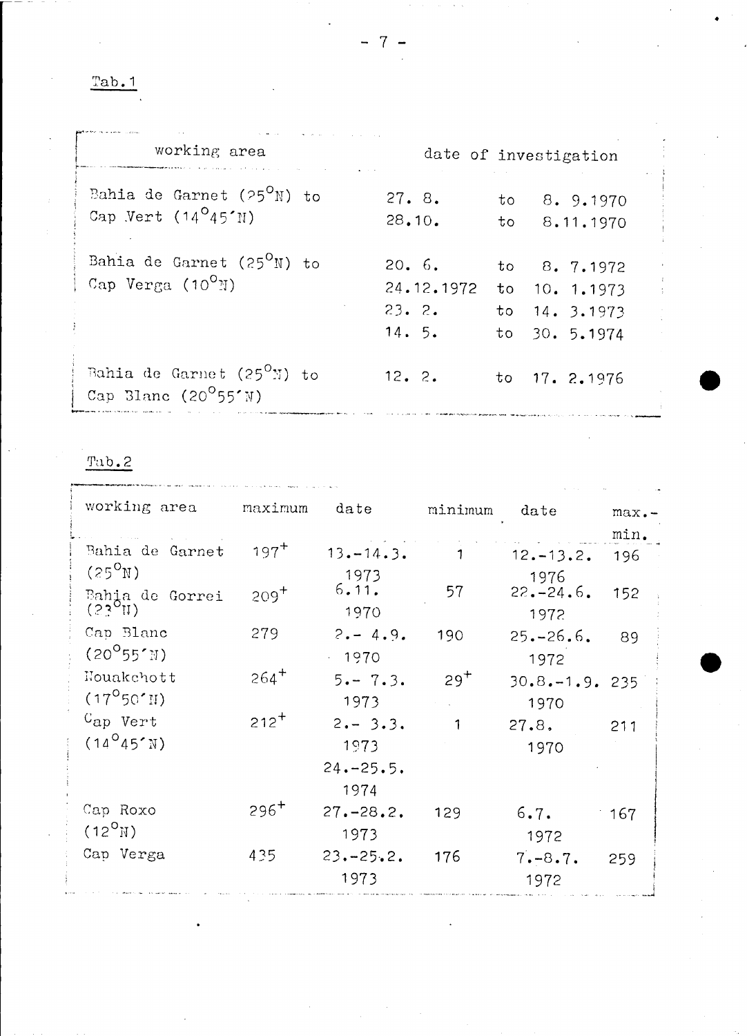Tab.1

| working area | date of investigation |
|---|---|
| Bahia de Garnet ($25^{\circ}$N) to Cap Vert ($14^{\circ}45'$N) | 27. 8. to 8. 9.1970<br>28.10. to 8.11.1970 |
| Bahia de Garnet ($25^{\circ}$N) to Cap Verga ($10^{\circ}$N) | 20. 6. to 8. 7.1972<br>24.12.1972 to 10. 1.1973<br>23. 2. to 14. 3.1973<br>14. 5. to 30. 5.1974 |
| Bahia de Garnet ($25^{\circ}$N) to Cap Blanc ($20^{\circ}55'$N) | 12. 2. to 17. 2.1976 |

Tab.2

| working area | maximum | date | minimum | date | max.-min. |
|---|---|---|---|---|---|
| Bahia de Garnet ($25^{\circ}$N) | $197^{+}$ | 13.-14.3. 1973 | 1 | 12.-13.2. 1976 | 196 |
| Bahia de Gorrei ($23^{\circ}$N) | $209^{+}$ | 6.11. 1970 | 57 | 22.-24.6. 1972 | 152 |
| Cap Blanc ($20^{\circ}55'$N) | 279 | 2.- 4.9. 1970 | 190 | 25.-26.6. 1972 | 89 |
| Nouakchott ($17^{\circ}50'$N) | $264^{+}$ | 5.- 7.3. 1973 | $29^{+}$ | 30.8.-1.9. 1970 | 235 |
| Cap Vert ($14^{\circ}45'$N) | $212^{+}$ | 2.- 3.3. 1973<br>24.-25.5. 1974 | 1 | 27.8. 1970 | 211 |
| Cap Roxo ($12^{\circ}$N) | $296^{+}$ | 27.-28.2. 1973 | 129 | 6.7. 1972 | 167 |
| Cap Verga | 435 | 23.-25.2. 1973 | 176 | 7.-8.7. 1972 | 259 |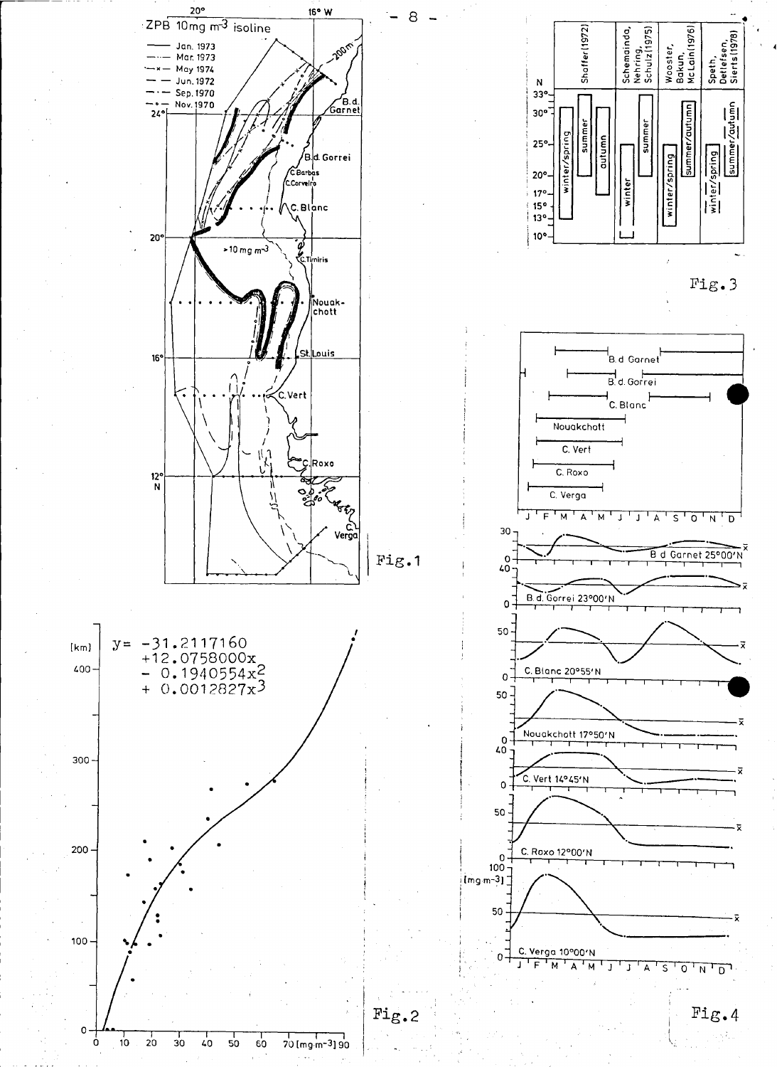Fig.1

ZPB 10mg m$^{-3}$ isoline

Jan. 1973
Mar. 1973
May 1974
Jun. 1972
Sep. 1970
Nov. 1970

20°
16° W
24°
20°
16°
12° N
200m
B.d. Garnet
B.d. Gorrei
C.Barbas
C.Corveiro
C. Blanc
>10 mg m$^{-3}$
C.Timiris
Nouakchott
St.Louis
C. Vert
C.Roxo
C. Verga

Fig.2

$$y = -31.2117160 + 12.0758000x - 0.1940554x^2 + 0.0012827x^3$$

[km]
400
300
200
100
0
0 10 20 30 40 50 60 70 [mg m$^{-3}$] 90

Fig.3

N
33°
30°
25°
20°
17°
15°
13°
10°

Shaffer (1972): winter/spring, summer, autumn
Schemainda, Nehring, Schulz (1975): winter, summer
Wooster, Bakun, McLain (1976): winter/spring, summer/autumn
Speth, Detlefsen, Sierts (1978): winter/spring, summer/autumn

Fig.4

B.d. Garnet
B.d. Gorrei
C. Blanc
Nouakchott
C. Vert
C. Roxo
C. Verga
J F M A M J J A S O N D

B.d Garnet 25°00'N
B.d. Gorrei 23°00'N
C. Blanc 20°55'N
Nouakchott 17°50'N
C. Vert 14°45'N
C. Roxo 12°00'N
C. Verga 10°00'N

$\bar{x}$

30
0
40
0
50
0
50
0
40
0
50
0
100
[mg m$^{-3}$]
50
0
J F M A M J J A S O N D